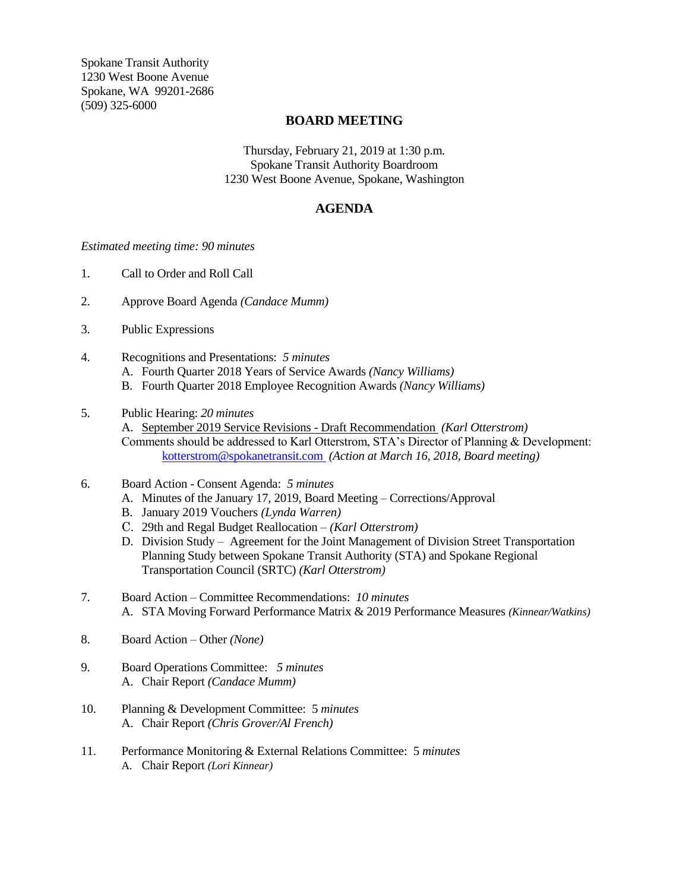Spokane Transit Authority
1230 West Boone Avenue
Spokane, WA 99201-2686
(509) 325-6000

## BOARD MEETING

Thursday, February 21, 2019 at 1:30 p.m.
Spokane Transit Authority Boardroom
1230 West Boone Avenue, Spokane, Washington

## AGENDA

*Estimated meeting time: 90 minutes*

1. Call to Order and Roll Call

2. Approve Board Agenda *(Candace Mumm)*

3. Public Expressions

4. Recognitions and Presentations: *5 minutes*
   - A. Fourth Quarter 2018 Years of Service Awards *(Nancy Williams)*
   - B. Fourth Quarter 2018 Employee Recognition Awards *(Nancy Williams)*

5. Public Hearing: *20 minutes*
   - A. September 2019 Service Revisions - Draft Recommendation *(Karl Otterstrom)*

   Comments should be addressed to Karl Otterstrom, STA's Director of Planning & Development: kotterstrom@spokanetransit.com *(Action at March 16, 2018, Board meeting)*

6. Board Action - Consent Agenda: *5 minutes*
   - A. Minutes of the January 17, 2019, Board Meeting – Corrections/Approval
   - B. January 2019 Vouchers *(Lynda Warren)*
   - C. 29th and Regal Budget Reallocation – *(Karl Otterstrom)*
   - D. Division Study – Agreement for the Joint Management of Division Street Transportation Planning Study between Spokane Transit Authority (STA) and Spokane Regional Transportation Council (SRTC) *(Karl Otterstrom)*

7. Board Action – Committee Recommendations: *10 minutes*
   - A. STA Moving Forward Performance Matrix & 2019 Performance Measures *(Kinnear/Watkins)*

8. Board Action – Other *(None)*

9. Board Operations Committee: *5 minutes*
   - A. Chair Report *(Candace Mumm)*

10. Planning & Development Committee: 5 *minutes*
    - A. Chair Report *(Chris Grover/Al French)*

11. Performance Monitoring & External Relations Committee: 5 *minutes*
    - A. Chair Report *(Lori Kinnear)*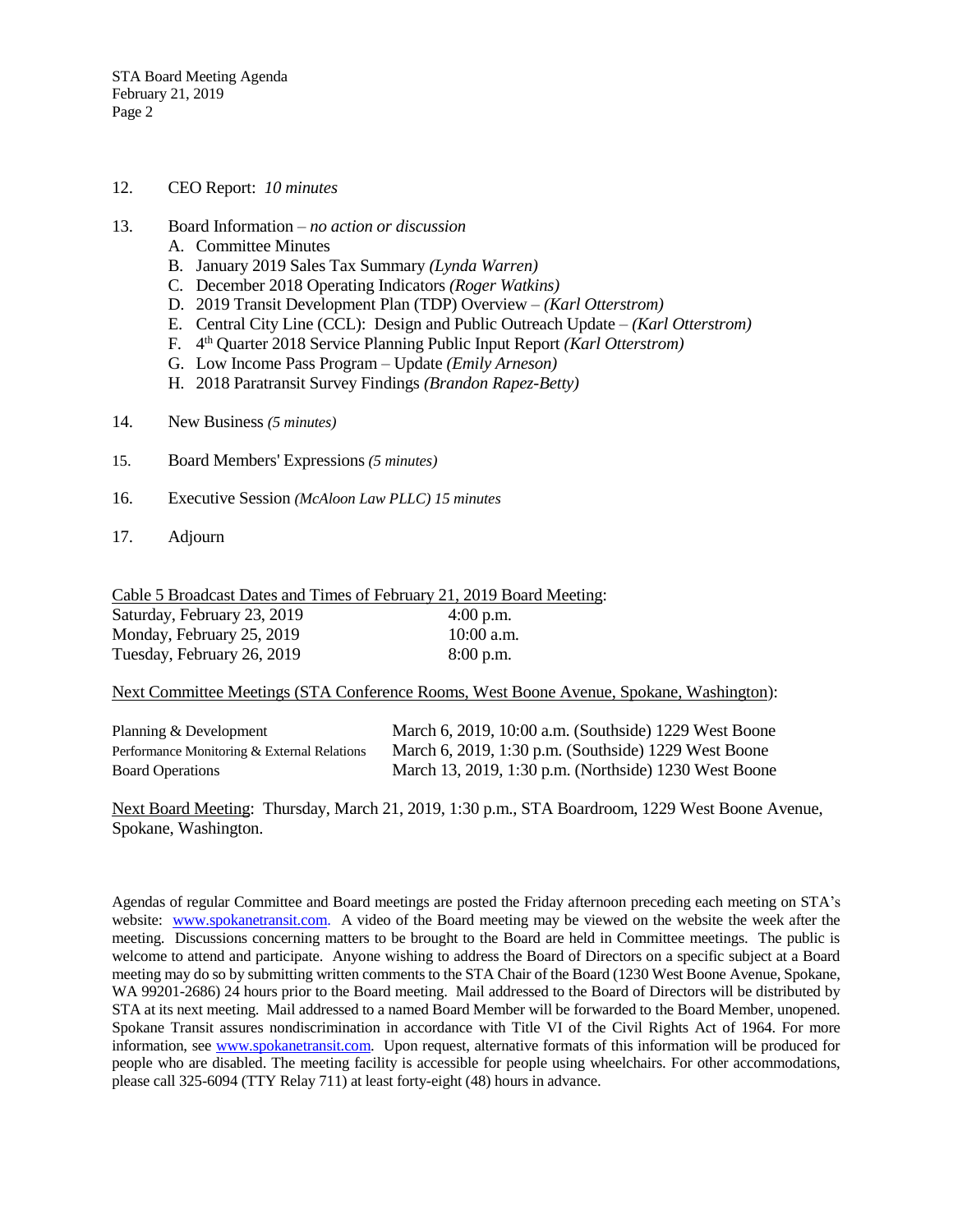12. CEO Report: *10 minutes*

13. Board Information – *no action or discussion*
    - A. Committee Minutes
    - B. January 2019 Sales Tax Summary *(Lynda Warren)*
    - C. December 2018 Operating Indicators *(Roger Watkins)*
    - D. 2019 Transit Development Plan (TDP) Overview – *(Karl Otterstrom)*
    - E. Central City Line (CCL): Design and Public Outreach Update – *(Karl Otterstrom)*
    - F. 4th Quarter 2018 Service Planning Public Input Report *(Karl Otterstrom)*
    - G. Low Income Pass Program – Update *(Emily Arneson)*
    - H. 2018 Paratransit Survey Findings *(Brandon Rapez-Betty)*

14. New Business *(5 minutes)*

15. Board Members' Expressions *(5 minutes)*

16. Executive Session *(McAloon Law PLLC) 15 minutes*

17. Adjourn

Cable 5 Broadcast Dates and Times of February 21, 2019 Board Meeting:

| | |
|---|---|
| Saturday, February 23, 2019 | 4:00 p.m. |
| Monday, February 25, 2019 | 10:00 a.m. |
| Tuesday, February 26, 2019 | 8:00 p.m. |

Next Committee Meetings (STA Conference Rooms, West Boone Avenue, Spokane, Washington):

| | |
|---|---|
| Planning & Development | March 6, 2019, 10:00 a.m. (Southside) 1229 West Boone |
| Performance Monitoring & External Relations | March 6, 2019, 1:30 p.m. (Southside) 1229 West Boone |
| Board Operations | March 13, 2019, 1:30 p.m. (Northside) 1230 West Boone |

Next Board Meeting: Thursday, March 21, 2019, 1:30 p.m., STA Boardroom, 1229 West Boone Avenue, Spokane, Washington.

Agendas of regular Committee and Board meetings are posted the Friday afternoon preceding each meeting on STA's website: www.spokanetransit.com. A video of the Board meeting may be viewed on the website the week after the meeting. Discussions concerning matters to be brought to the Board are held in Committee meetings. The public is welcome to attend and participate. Anyone wishing to address the Board of Directors on a specific subject at a Board meeting may do so by submitting written comments to the STA Chair of the Board (1230 West Boone Avenue, Spokane, WA 99201-2686) 24 hours prior to the Board meeting. Mail addressed to the Board of Directors will be distributed by STA at its next meeting. Mail addressed to a named Board Member will be forwarded to the Board Member, unopened. Spokane Transit assures nondiscrimination in accordance with Title VI of the Civil Rights Act of 1964. For more information, see www.spokanetransit.com. Upon request, alternative formats of this information will be produced for people who are disabled. The meeting facility is accessible for people using wheelchairs. For other accommodations, please call 325-6094 (TTY Relay 711) at least forty-eight (48) hours in advance.